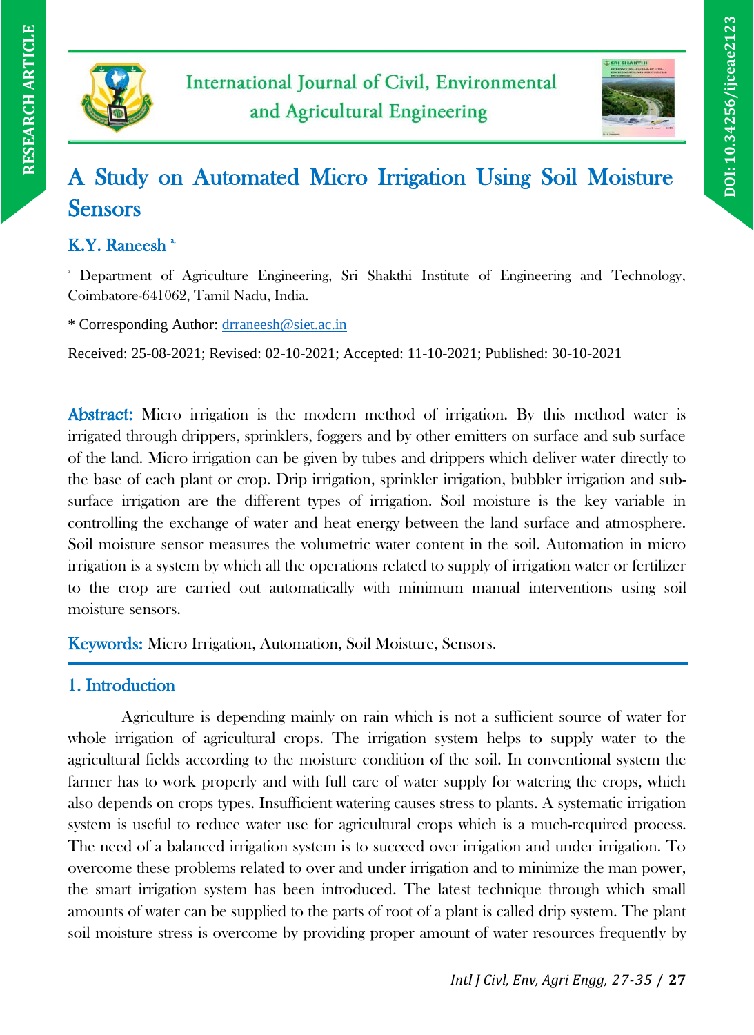RESEARCH ARTICLE

DOI: 10.34256/ijceae2123

International Journal of Civil, Environmental and Agricultural Engineering

# A Study on Automated Micro Irrigation Using Soil Moisture Sensors

## K.Y. Raneesh [a,*]

[a] Department of Agriculture Engineering, Sri Shakthi Institute of Engineering and Technology, Coimbatore-641062, Tamil Nadu, India.

\* Corresponding Author: drraneesh@siet.ac.in

Received: 25-08-2021; Revised: 02-10-2021; Accepted: 11-10-2021; Published: 30-10-2021

**Abstract:** Micro irrigation is the modern method of irrigation. By this method water is irrigated through drippers, sprinklers, foggers and by other emitters on surface and sub surface of the land. Micro irrigation can be given by tubes and drippers which deliver water directly to the base of each plant or crop. Drip irrigation, sprinkler irrigation, bubbler irrigation and sub-surface irrigation are the different types of irrigation. Soil moisture is the key variable in controlling the exchange of water and heat energy between the land surface and atmosphere. Soil moisture sensor measures the volumetric water content in the soil. Automation in micro irrigation is a system by which all the operations related to supply of irrigation water or fertilizer to the crop are carried out automatically with minimum manual interventions using soil moisture sensors.

**Keywords:** Micro Irrigation, Automation, Soil Moisture, Sensors.

## 1. Introduction

Agriculture is depending mainly on rain which is not a sufficient source of water for whole irrigation of agricultural crops. The irrigation system helps to supply water to the agricultural fields according to the moisture condition of the soil. In conventional system the farmer has to work properly and with full care of water supply for watering the crops, which also depends on crops types. Insufficient watering causes stress to plants. A systematic irrigation system is useful to reduce water use for agricultural crops which is a much-required process. The need of a balanced irrigation system is to succeed over irrigation and under irrigation. To overcome these problems related to over and under irrigation and to minimize the man power, the smart irrigation system has been introduced. The latest technique through which small amounts of water can be supplied to the parts of root of a plant is called drip system. The plant soil moisture stress is overcome by providing proper amount of water resources frequently by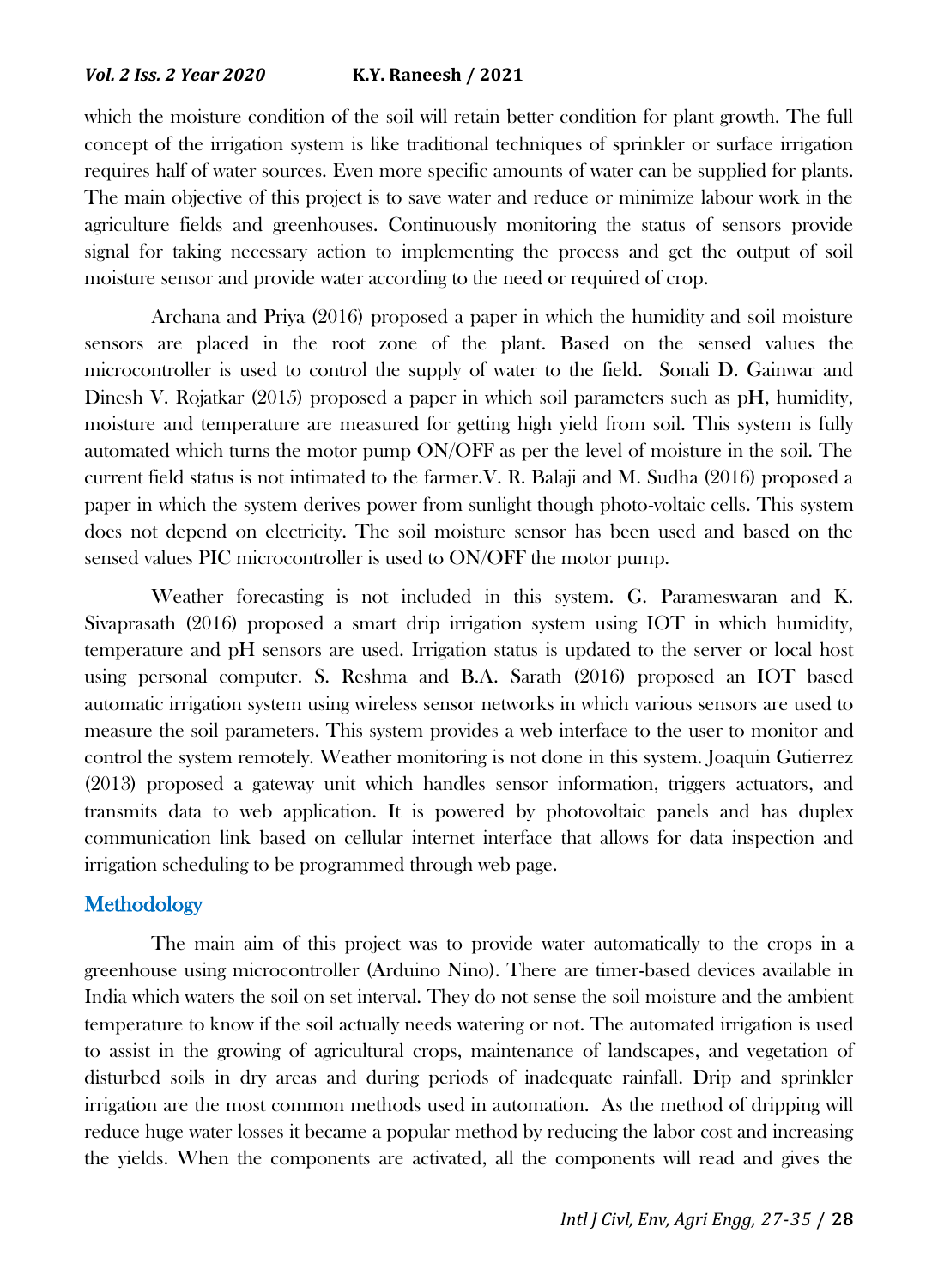which the moisture condition of the soil will retain better condition for plant growth. The full concept of the irrigation system is like traditional techniques of sprinkler or surface irrigation requires half of water sources. Even more specific amounts of water can be supplied for plants. The main objective of this project is to save water and reduce or minimize labour work in the agriculture fields and greenhouses. Continuously monitoring the status of sensors provide signal for taking necessary action to implementing the process and get the output of soil moisture sensor and provide water according to the need or required of crop.

Archana and Priya (2016) proposed a paper in which the humidity and soil moisture sensors are placed in the root zone of the plant. Based on the sensed values the microcontroller is used to control the supply of water to the field. Sonali D. Gainwar and Dinesh V. Rojatkar (2015) proposed a paper in which soil parameters such as pH, humidity, moisture and temperature are measured for getting high yield from soil. This system is fully automated which turns the motor pump ON/OFF as per the level of moisture in the soil. The current field status is not intimated to the farmer.V. R. Balaji and M. Sudha (2016) proposed a paper in which the system derives power from sunlight though photo-voltaic cells. This system does not depend on electricity. The soil moisture sensor has been used and based on the sensed values PIC microcontroller is used to ON/OFF the motor pump.

Weather forecasting is not included in this system. G. Parameswaran and K. Sivaprasath (2016) proposed a smart drip irrigation system using IOT in which humidity, temperature and pH sensors are used. Irrigation status is updated to the server or local host using personal computer. S. Reshma and B.A. Sarath (2016) proposed an IOT based automatic irrigation system using wireless sensor networks in which various sensors are used to measure the soil parameters. This system provides a web interface to the user to monitor and control the system remotely. Weather monitoring is not done in this system. Joaquin Gutierrez (2013) proposed a gateway unit which handles sensor information, triggers actuators, and transmits data to web application. It is powered by photovoltaic panels and has duplex communication link based on cellular internet interface that allows for data inspection and irrigation scheduling to be programmed through web page.

## Methodology

The main aim of this project was to provide water automatically to the crops in a greenhouse using microcontroller (Arduino Nino). There are timer-based devices available in India which waters the soil on set interval. They do not sense the soil moisture and the ambient temperature to know if the soil actually needs watering or not. The automated irrigation is used to assist in the growing of agricultural crops, maintenance of landscapes, and vegetation of disturbed soils in dry areas and during periods of inadequate rainfall. Drip and sprinkler irrigation are the most common methods used in automation. As the method of dripping will reduce huge water losses it became a popular method by reducing the labor cost and increasing the yields. When the components are activated, all the components will read and gives the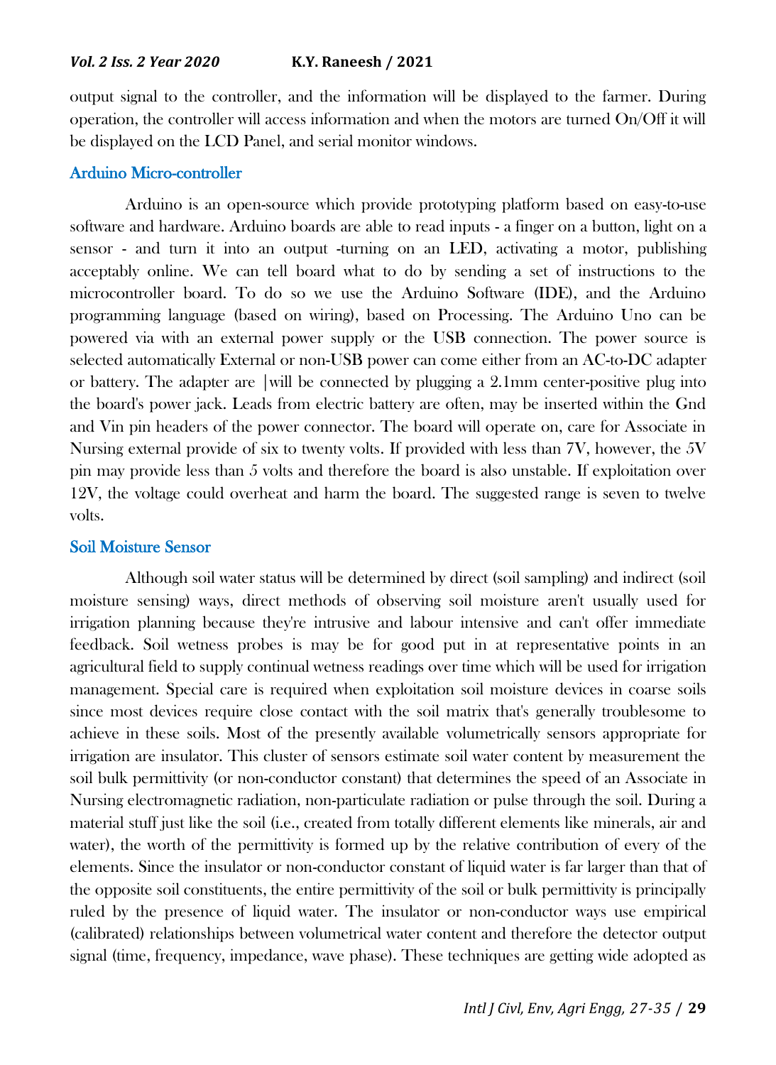output signal to the controller, and the information will be displayed to the farmer. During operation, the controller will access information and when the motors are turned On/Off it will be displayed on the LCD Panel, and serial monitor windows.

## Arduino Micro-controller

Arduino is an open-source which provide prototyping platform based on easy-to-use software and hardware. Arduino boards are able to read inputs - a finger on a button, light on a sensor - and turn it into an output -turning on an LED, activating a motor, publishing acceptably online. We can tell board what to do by sending a set of instructions to the microcontroller board. To do so we use the Arduino Software (IDE), and the Arduino programming language (based on wiring), based on Processing. The Arduino Uno can be powered via with an external power supply or the USB connection. The power source is selected automatically External or non-USB power can come either from an AC-to-DC adapter or battery. The adapter are |will be connected by plugging a 2.1mm center-positive plug into the board's power jack. Leads from electric battery are often, may be inserted within the Gnd and Vin pin headers of the power connector. The board will operate on, care for Associate in Nursing external provide of six to twenty volts. If provided with less than 7V, however, the 5V pin may provide less than 5 volts and therefore the board is also unstable. If exploitation over 12V, the voltage could overheat and harm the board. The suggested range is seven to twelve volts.

## Soil Moisture Sensor

Although soil water status will be determined by direct (soil sampling) and indirect (soil moisture sensing) ways, direct methods of observing soil moisture aren't usually used for irrigation planning because they're intrusive and labour intensive and can't offer immediate feedback. Soil wetness probes is may be for good put in at representative points in an agricultural field to supply continual wetness readings over time which will be used for irrigation management. Special care is required when exploitation soil moisture devices in coarse soils since most devices require close contact with the soil matrix that's generally troublesome to achieve in these soils. Most of the presently available volumetrically sensors appropriate for irrigation are insulator. This cluster of sensors estimate soil water content by measurement the soil bulk permittivity (or non-conductor constant) that determines the speed of an Associate in Nursing electromagnetic radiation, non-particulate radiation or pulse through the soil. During a material stuff just like the soil (i.e., created from totally different elements like minerals, air and water), the worth of the permittivity is formed up by the relative contribution of every of the elements. Since the insulator or non-conductor constant of liquid water is far larger than that of the opposite soil constituents, the entire permittivity of the soil or bulk permittivity is principally ruled by the presence of liquid water. The insulator or non-conductor ways use empirical (calibrated) relationships between volumetrical water content and therefore the detector output signal (time, frequency, impedance, wave phase). These techniques are getting wide adopted as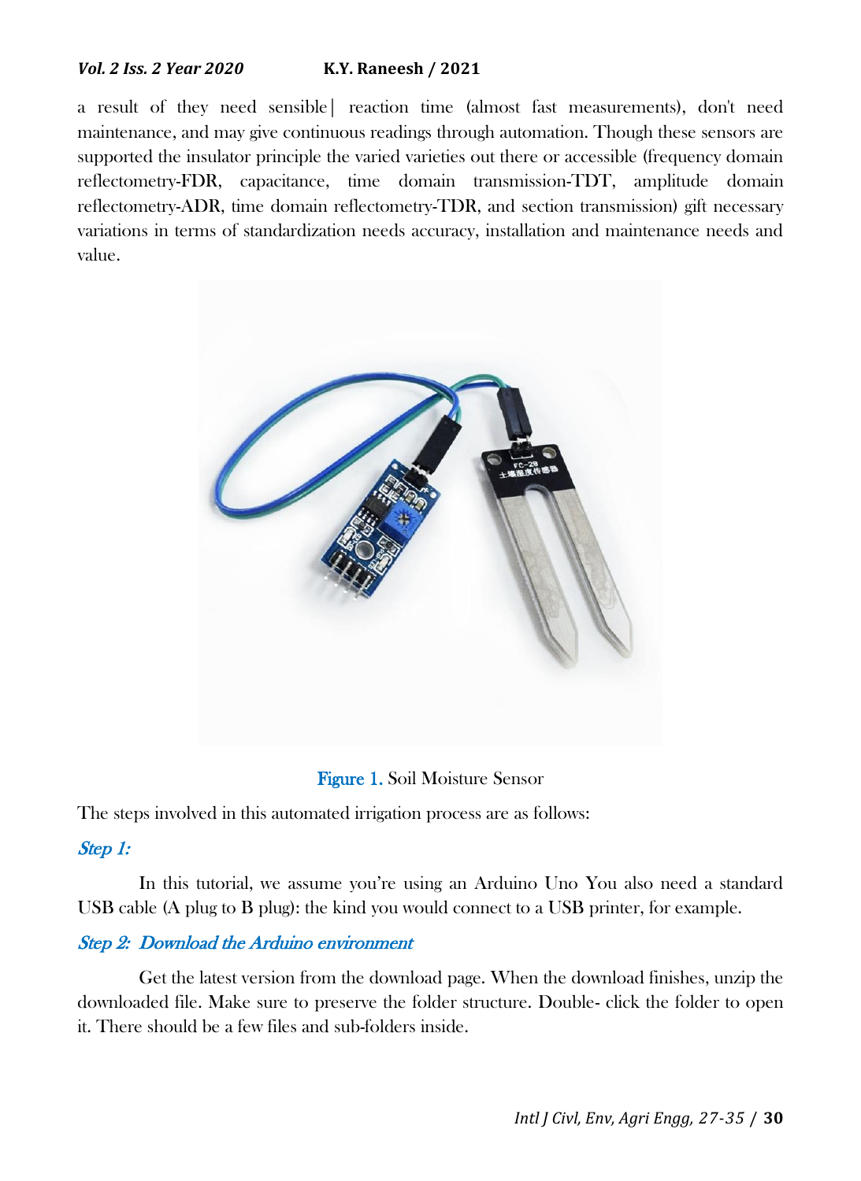a result of they need sensible| reaction time (almost fast measurements), don't need maintenance, and may give continuous readings through automation. Though these sensors are supported the insulator principle the varied varieties out there or accessible (frequency domain reflectometry-FDR, capacitance, time domain transmission-TDT, amplitude domain reflectometry-ADR, time domain reflectometry-TDR, and section transmission) gift necessary variations in terms of standardization needs accuracy, installation and maintenance needs and value.

Figure 1. Soil Moisture Sensor

The steps involved in this automated irrigation process are as follows:

### *Step 1:*

In this tutorial, we assume you're using an Arduino Uno You also need a standard USB cable (A plug to B plug): the kind you would connect to a USB printer, for example.

### *Step 2: Download the Arduino environment*

Get the latest version from the download page. When the download finishes, unzip the downloaded file. Make sure to preserve the folder structure. Double- click the folder to open it. There should be a few files and sub-folders inside.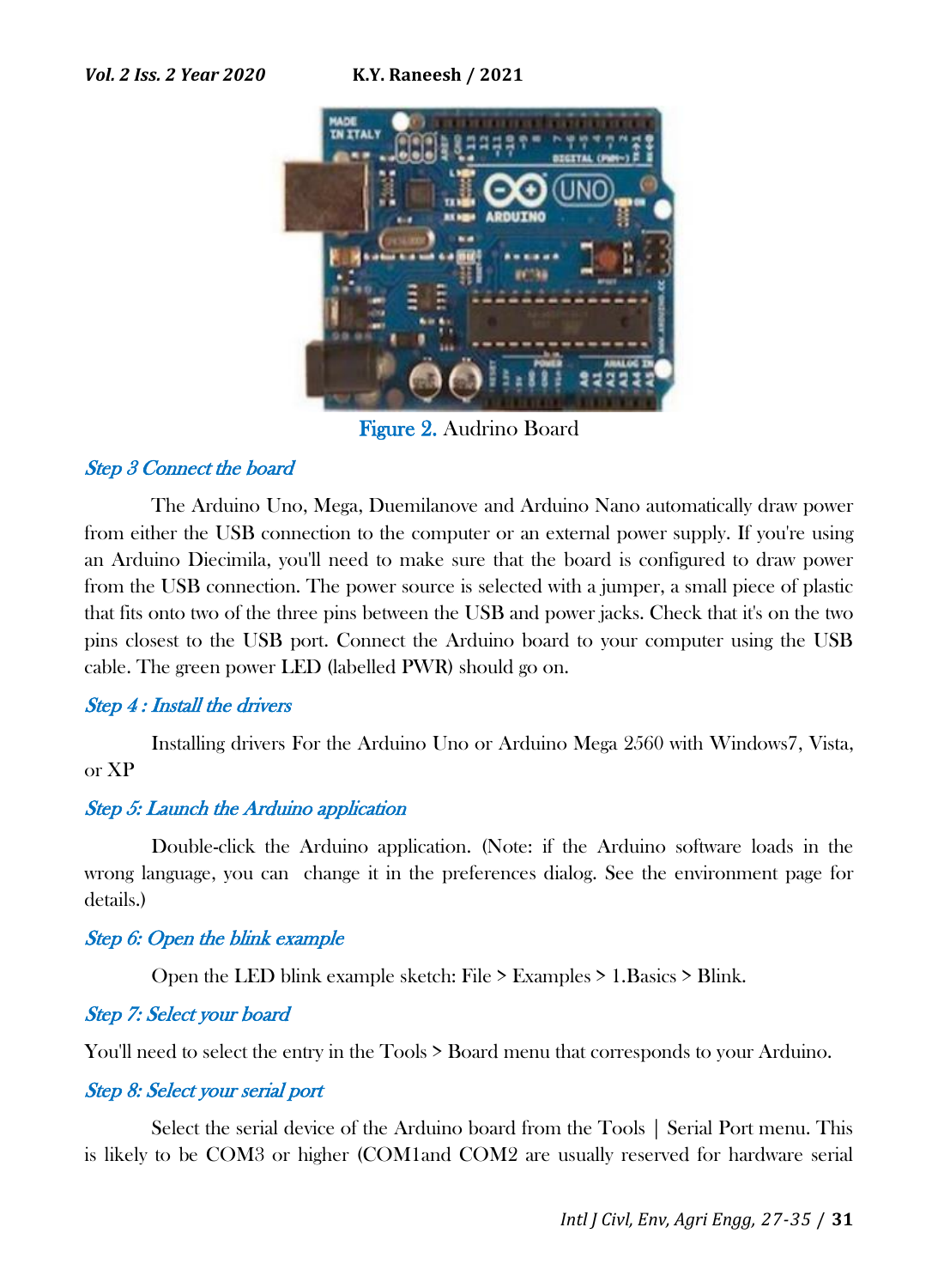Figure 2. Audrino Board

### Step 3 Connect the board

The Arduino Uno, Mega, Duemilanove and Arduino Nano automatically draw power from either the USB connection to the computer or an external power supply. If you're using an Arduino Diecimila, you'll need to make sure that the board is configured to draw power from the USB connection. The power source is selected with a jumper, a small piece of plastic that fits onto two of the three pins between the USB and power jacks. Check that it's on the two pins closest to the USB port. Connect the Arduino board to your computer using the USB cable. The green power LED (labelled PWR) should go on.

### Step 4 : Install the drivers

Installing drivers For the Arduino Uno or Arduino Mega 2560 with Windows7, Vista, or XP

### Step 5: Launch the Arduino application

Double-click the Arduino application. (Note: if the Arduino software loads in the wrong language, you can change it in the preferences dialog. See the environment page for details.)

### Step 6: Open the blink example

Open the LED blink example sketch: File > Examples > 1.Basics > Blink.

### Step 7: Select your board

You'll need to select the entry in the Tools > Board menu that corresponds to your Arduino.

### Step 8: Select your serial port

Select the serial device of the Arduino board from the Tools | Serial Port menu. This is likely to be COM3 or higher (COM1and COM2 are usually reserved for hardware serial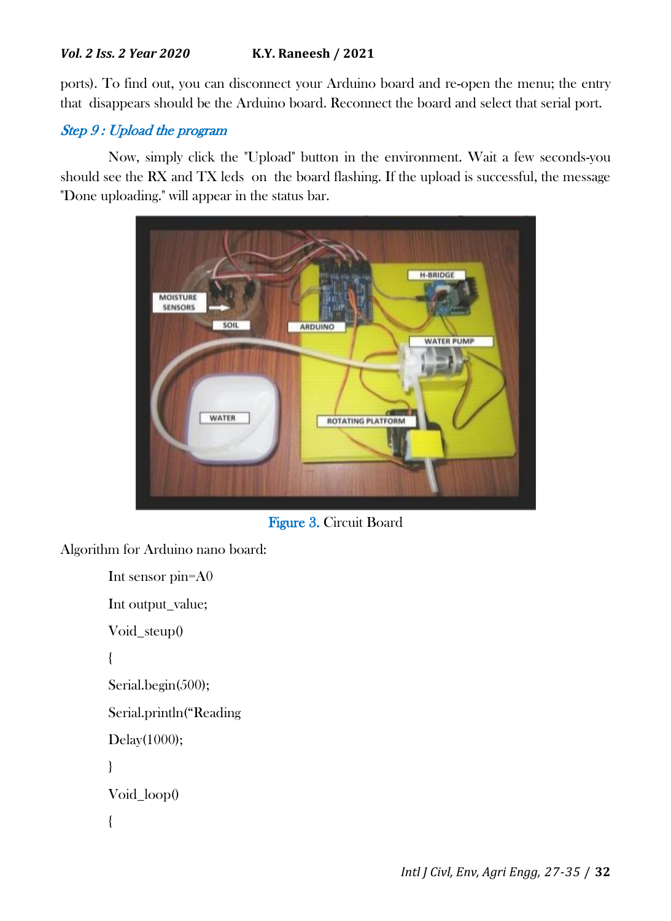ports). To find out, you can disconnect your Arduino board and re-open the menu; the entry that disappears should be the Arduino board. Reconnect the board and select that serial port.

### *Step 9 : Upload the program*

Now, simply click the "Upload" button in the environment. Wait a few seconds-you should see the RX and TX leds on the board flashing. If the upload is successful, the message "Done uploading." will appear in the status bar.

Figure 3. Circuit Board

Algorithm for Arduino nano board:

```
Int sensor pin=A0
Int output_value;
Void_steup()
{
Serial.begin(500);
Serial.println("Reading
Delay(1000);
}
Void_loop()
{
```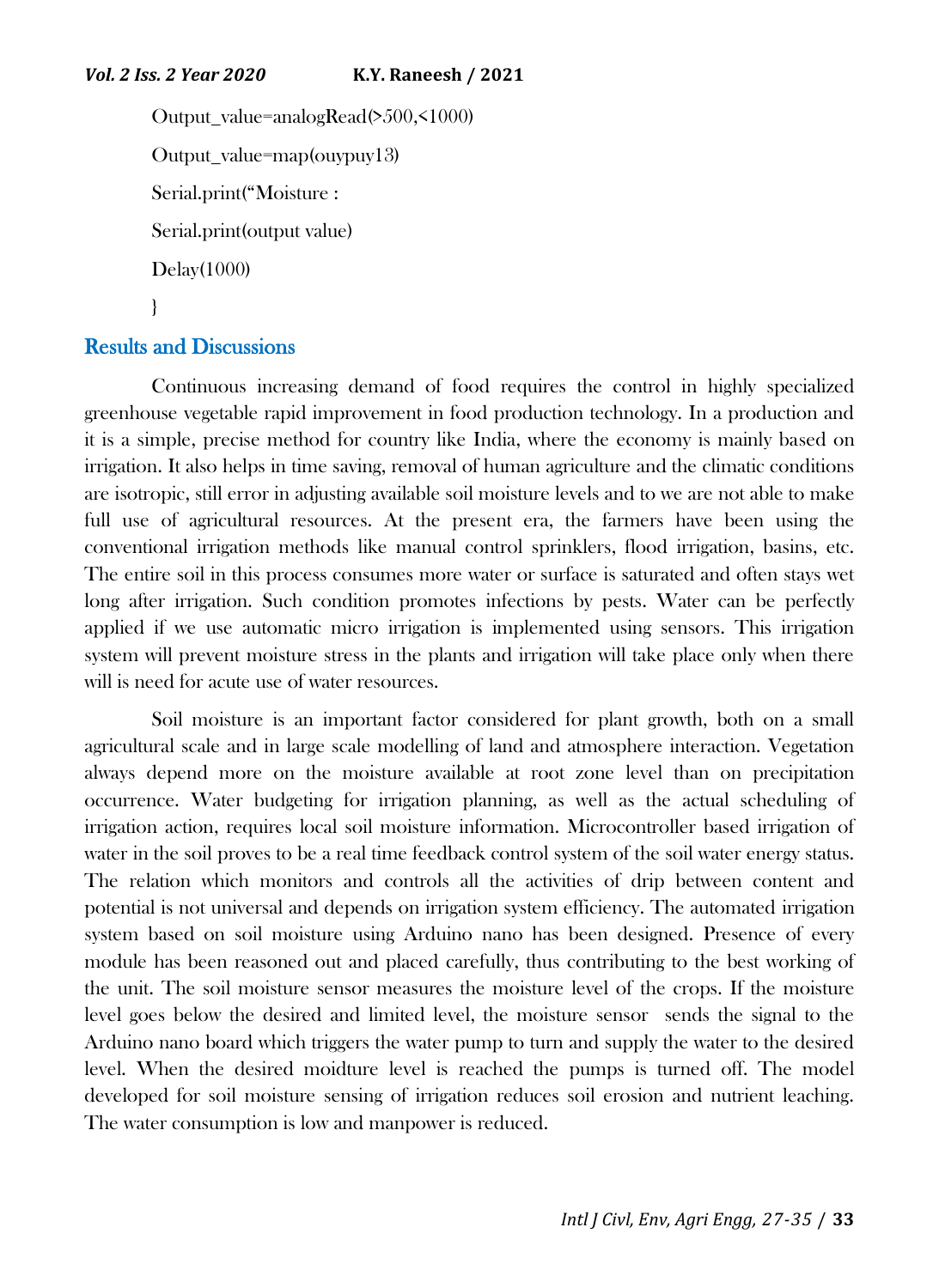```
Output_value=analogRead(>500,<1000)
Output_value=map(ouypuy13)
Serial.print("Moisture :
Serial.print(output value)
Delay(1000)
}
```

## Results and Discussions

Continuous increasing demand of food requires the control in highly specialized greenhouse vegetable rapid improvement in food production technology. In a production and it is a simple, precise method for country like India, where the economy is mainly based on irrigation. It also helps in time saving, removal of human agriculture and the climatic conditions are isotropic, still error in adjusting available soil moisture levels and to we are not able to make full use of agricultural resources. At the present era, the farmers have been using the conventional irrigation methods like manual control sprinklers, flood irrigation, basins, etc. The entire soil in this process consumes more water or surface is saturated and often stays wet long after irrigation. Such condition promotes infections by pests. Water can be perfectly applied if we use automatic micro irrigation is implemented using sensors. This irrigation system will prevent moisture stress in the plants and irrigation will take place only when there will is need for acute use of water resources.

Soil moisture is an important factor considered for plant growth, both on a small agricultural scale and in large scale modelling of land and atmosphere interaction. Vegetation always depend more on the moisture available at root zone level than on precipitation occurrence. Water budgeting for irrigation planning, as well as the actual scheduling of irrigation action, requires local soil moisture information. Microcontroller based irrigation of water in the soil proves to be a real time feedback control system of the soil water energy status. The relation which monitors and controls all the activities of drip between content and potential is not universal and depends on irrigation system efficiency. The automated irrigation system based on soil moisture using Arduino nano has been designed. Presence of every module has been reasoned out and placed carefully, thus contributing to the best working of the unit. The soil moisture sensor measures the moisture level of the crops. If the moisture level goes below the desired and limited level, the moisture sensor sends the signal to the Arduino nano board which triggers the water pump to turn and supply the water to the desired level. When the desired moidture level is reached the pumps is turned off. The model developed for soil moisture sensing of irrigation reduces soil erosion and nutrient leaching. The water consumption is low and manpower is reduced.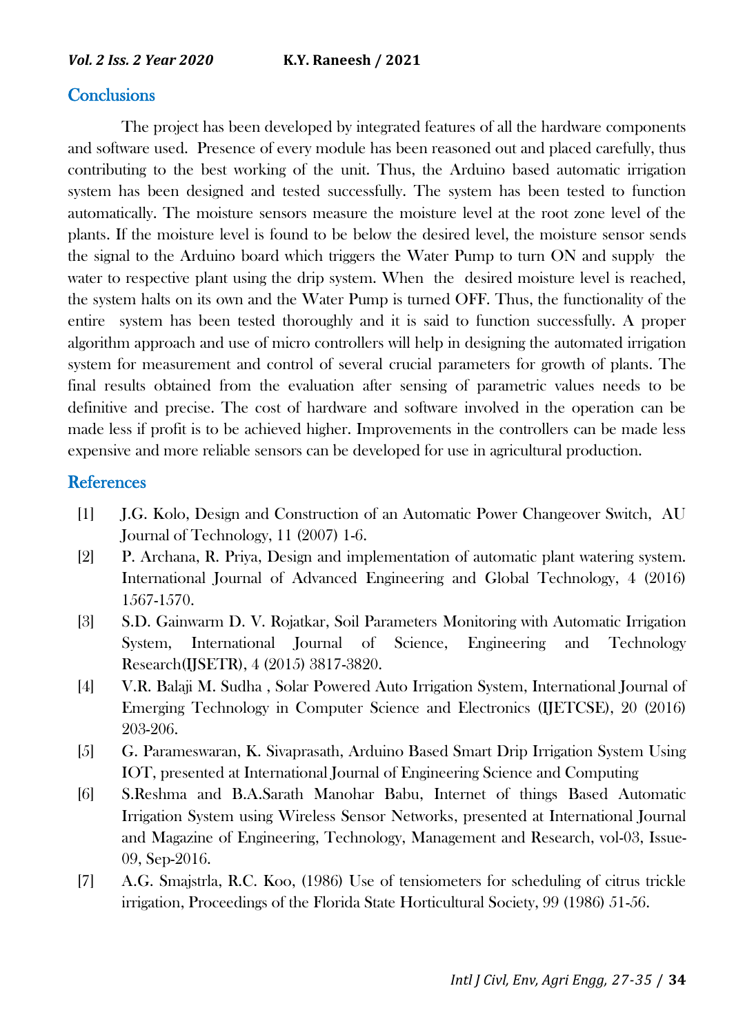## Conclusions

The project has been developed by integrated features of all the hardware components and software used. Presence of every module has been reasoned out and placed carefully, thus contributing to the best working of the unit. Thus, the Arduino based automatic irrigation system has been designed and tested successfully. The system has been tested to function automatically. The moisture sensors measure the moisture level at the root zone level of the plants. If the moisture level is found to be below the desired level, the moisture sensor sends the signal to the Arduino board which triggers the Water Pump to turn ON and supply the water to respective plant using the drip system. When the desired moisture level is reached, the system halts on its own and the Water Pump is turned OFF. Thus, the functionality of the entire system has been tested thoroughly and it is said to function successfully. A proper algorithm approach and use of micro controllers will help in designing the automated irrigation system for measurement and control of several crucial parameters for growth of plants. The final results obtained from the evaluation after sensing of parametric values needs to be definitive and precise. The cost of hardware and software involved in the operation can be made less if profit is to be achieved higher. Improvements in the controllers can be made less expensive and more reliable sensors can be developed for use in agricultural production.

## References

[1] J.G. Kolo, Design and Construction of an Automatic Power Changeover Switch, AU Journal of Technology, 11 (2007) 1-6.

[2] P. Archana, R. Priya, Design and implementation of automatic plant watering system. International Journal of Advanced Engineering and Global Technology, 4 (2016) 1567-1570.

[3] S.D. Gainwarm D. V. Rojatkar, Soil Parameters Monitoring with Automatic Irrigation System, International Journal of Science, Engineering and Technology Research(IJSETR), 4 (2015) 3817-3820.

[4] V.R. Balaji M. Sudha , Solar Powered Auto Irrigation System, International Journal of Emerging Technology in Computer Science and Electronics (IJETCSE), 20 (2016) 203-206.

[5] G. Parameswaran, K. Sivaprasath, Arduino Based Smart Drip Irrigation System Using IOT, presented at International Journal of Engineering Science and Computing

[6] S.Reshma and B.A.Sarath Manohar Babu, Internet of things Based Automatic Irrigation System using Wireless Sensor Networks, presented at International Journal and Magazine of Engineering, Technology, Management and Research, vol-03, Issue-09, Sep-2016.

[7] A.G. Smajstrla, R.C. Koo, (1986) Use of tensiometers for scheduling of citrus trickle irrigation, Proceedings of the Florida State Horticultural Society, 99 (1986) 51-56.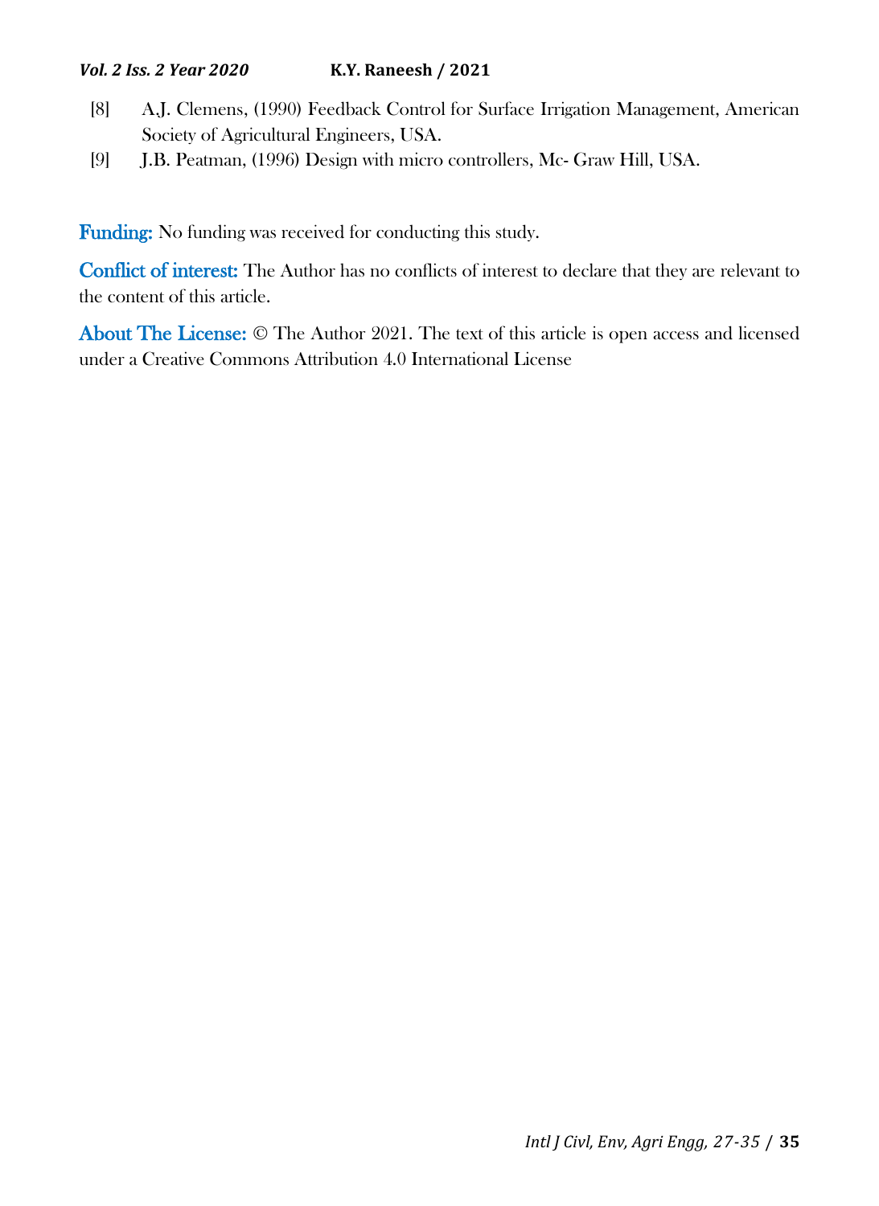[8] A.J. Clemens, (1990) Feedback Control for Surface Irrigation Management, American Society of Agricultural Engineers, USA.

[9] J.B. Peatman, (1996) Design with micro controllers, Mc- Graw Hill, USA.

**Funding:** No funding was received for conducting this study.

**Conflict of interest:** The Author has no conflicts of interest to declare that they are relevant to the content of this article.

**About The License:** © The Author 2021. The text of this article is open access and licensed under a Creative Commons Attribution 4.0 International License